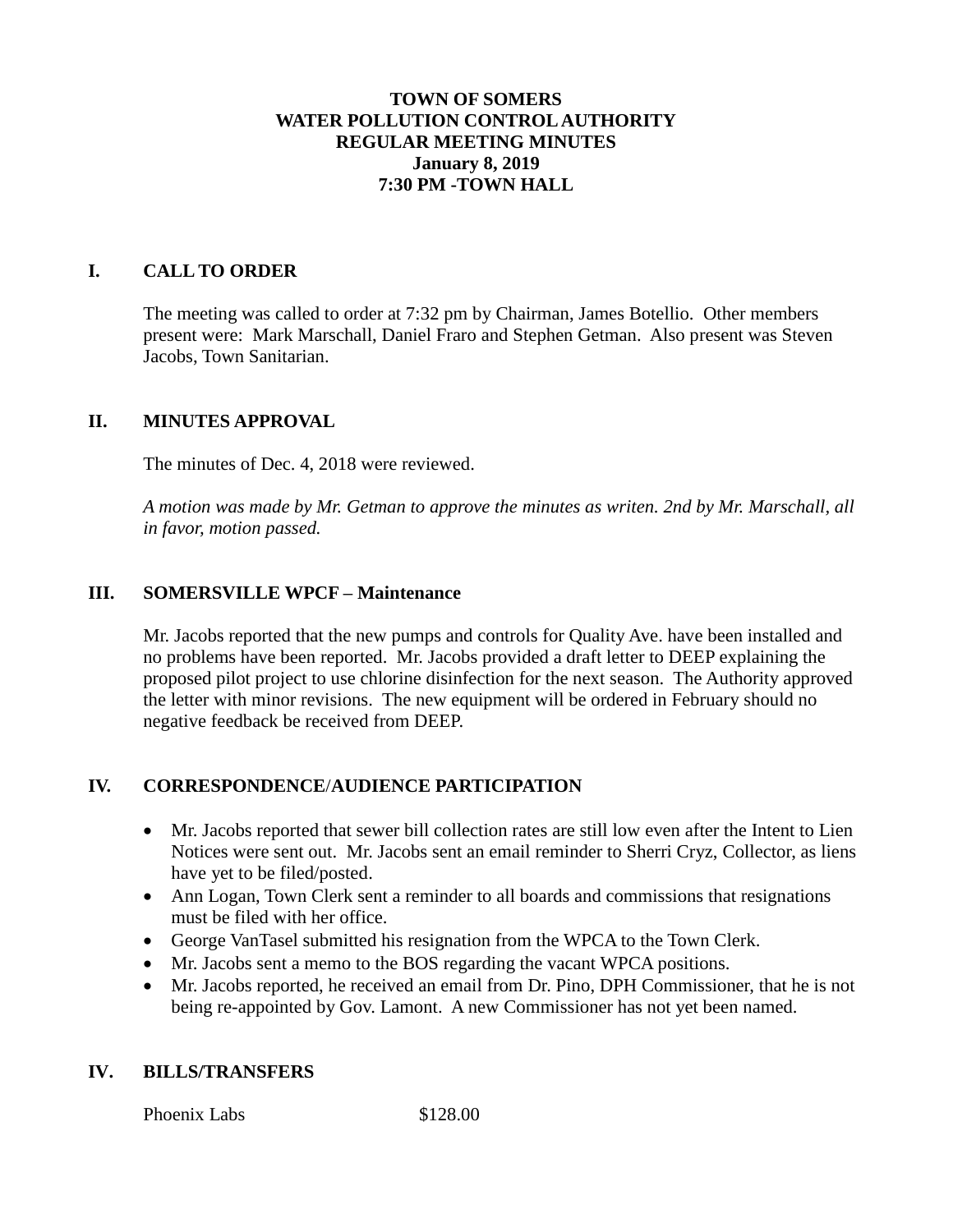# TOWN OF SOMERS
# WATER POLLUTION CONTROL AUTHORITY
# REGULAR MEETING MINUTES
# January 8, 2019
# 7:30 PM -TOWN HALL

## I. CALL TO ORDER

The meeting was called to order at 7:32 pm by Chairman, James Botellio. Other members present were: Mark Marschall, Daniel Fraro and Stephen Getman. Also present was Steven Jacobs, Town Sanitarian.

## II. MINUTES APPROVAL

The minutes of Dec. 4, 2018 were reviewed.

*A motion was made by Mr. Getman to approve the minutes as writen. 2nd by Mr. Marschall, all in favor, motion passed.*

## III. SOMERSVILLE WPCF – Maintenance

Mr. Jacobs reported that the new pumps and controls for Quality Ave. have been installed and no problems have been reported. Mr. Jacobs provided a draft letter to DEEP explaining the proposed pilot project to use chlorine disinfection for the next season. The Authority approved the letter with minor revisions. The new equipment will be ordered in February should no negative feedback be received from DEEP.

## IV. CORRESPONDENCE/AUDIENCE PARTICIPATION

- Mr. Jacobs reported that sewer bill collection rates are still low even after the Intent to Lien Notices were sent out. Mr. Jacobs sent an email reminder to Sherri Cryz, Collector, as liens have yet to be filed/posted.
- Ann Logan, Town Clerk sent a reminder to all boards and commissions that resignations must be filed with her office.
- George VanTasel submitted his resignation from the WPCA to the Town Clerk.
- Mr. Jacobs sent a memo to the BOS regarding the vacant WPCA positions.
- Mr. Jacobs reported, he received an email from Dr. Pino, DPH Commissioner, that he is not being re-appointed by Gov. Lamont. A new Commissioner has not yet been named.

## IV. BILLS/TRANSFERS

| | |
|---|---|
| Phoenix Labs | $128.00 |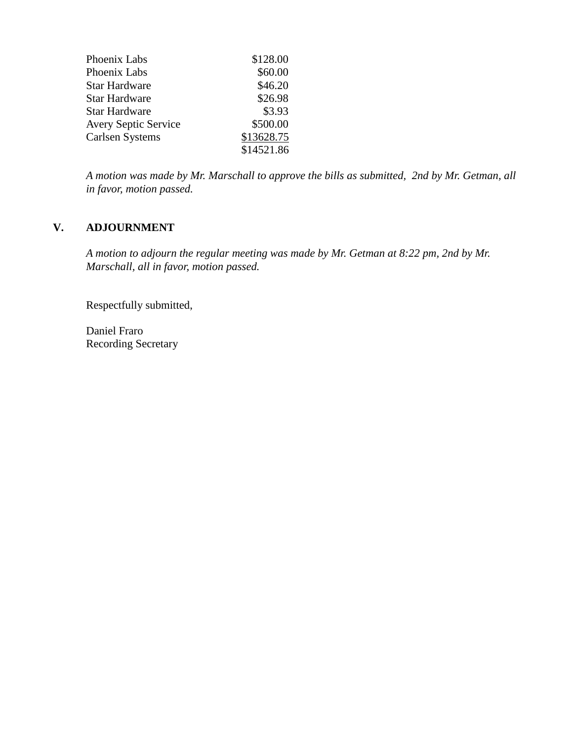| | |
|---|---|
| Phoenix Labs | \$128.00 |
| Phoenix Labs | \$60.00 |
| Star Hardware | \$46.20 |
| Star Hardware | \$26.98 |
| Star Hardware | \$3.93 |
| Avery Septic Service | \$500.00 |
| Carlsen Systems | \$13628.75 |
| | \$14521.86 |

*A motion was made by Mr. Marschall to approve the bills as submitted, 2nd by Mr. Getman, all in favor, motion passed.*

## V. ADJOURNMENT

*A motion to adjourn the regular meeting was made by Mr. Getman at 8:22 pm, 2nd by Mr. Marschall, all in favor, motion passed.*

Respectfully submitted,

Daniel Fraro
Recording Secretary